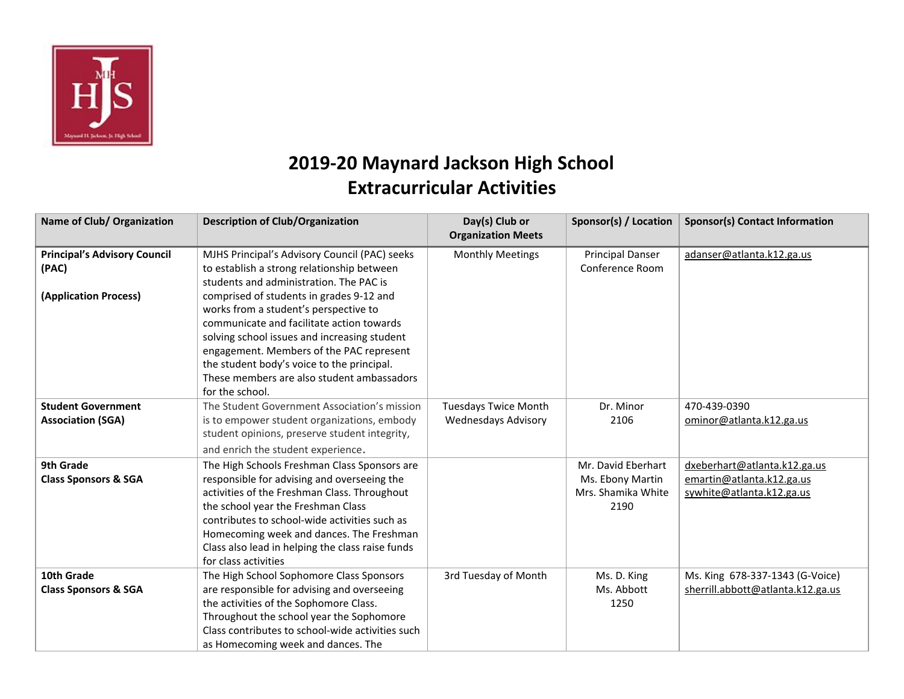# 2019-20 Maynard Jackson High School Extracurricular Activities

| Name of Club/ Organization | Description of Club/Organization | Day(s) Club or Organization Meets | Sponsor(s) / Location | Sponsor(s) Contact Information |
|---|---|---|---|---|
| **Principal's Advisory Council (PAC)**<br><br>**(Application Process)** | MJHS Principal's Advisory Council (PAC) seeks to establish a strong relationship between students and administration. The PAC is comprised of students in grades 9-12 and works from a student's perspective to communicate and facilitate action towards solving school issues and increasing student engagement. Members of the PAC represent the student body's voice to the principal. These members are also student ambassadors for the school. | Monthly Meetings | Principal Danser<br>Conference Room | adanser@atlanta.k12.ga.us |
| **Student Government Association (SGA)** | The Student Government Association's mission is to empower student organizations, embody student opinions, preserve student integrity, and enrich the student experience. | Tuesdays Twice Month<br>Wednesdays Advisory | Dr. Minor<br>2106 | 470-439-0390<br>ominor@atlanta.k12.ga.us |
| **9th Grade<br>Class Sponsors & SGA** | The High Schools Freshman Class Sponsors are responsible for advising and overseeing the activities of the Freshman Class. Throughout the school year the Freshman Class contributes to school-wide activities such as Homecoming week and dances. The Freshman Class also lead in helping the class raise funds for class activities | | Mr. David Eberhart<br>Ms. Ebony Martin<br>Mrs. Shamika White<br>2190 | dxeberhart@atlanta.k12.ga.us<br>emartin@atlanta.k12.ga.us<br>sywhite@atlanta.k12.ga.us |
| **10th Grade<br>Class Sponsors & SGA** | The High School Sophomore Class Sponsors are responsible for advising and overseeing the activities of the Sophomore Class. Throughout the school year the Sophomore Class contributes to school-wide activities such as Homecoming week and dances. The | 3rd Tuesday of Month | Ms. D. King<br>Ms. Abbott<br>1250 | Ms. King 678-337-1343 (G-Voice)<br>sherrill.abbott@atlanta.k12.ga.us |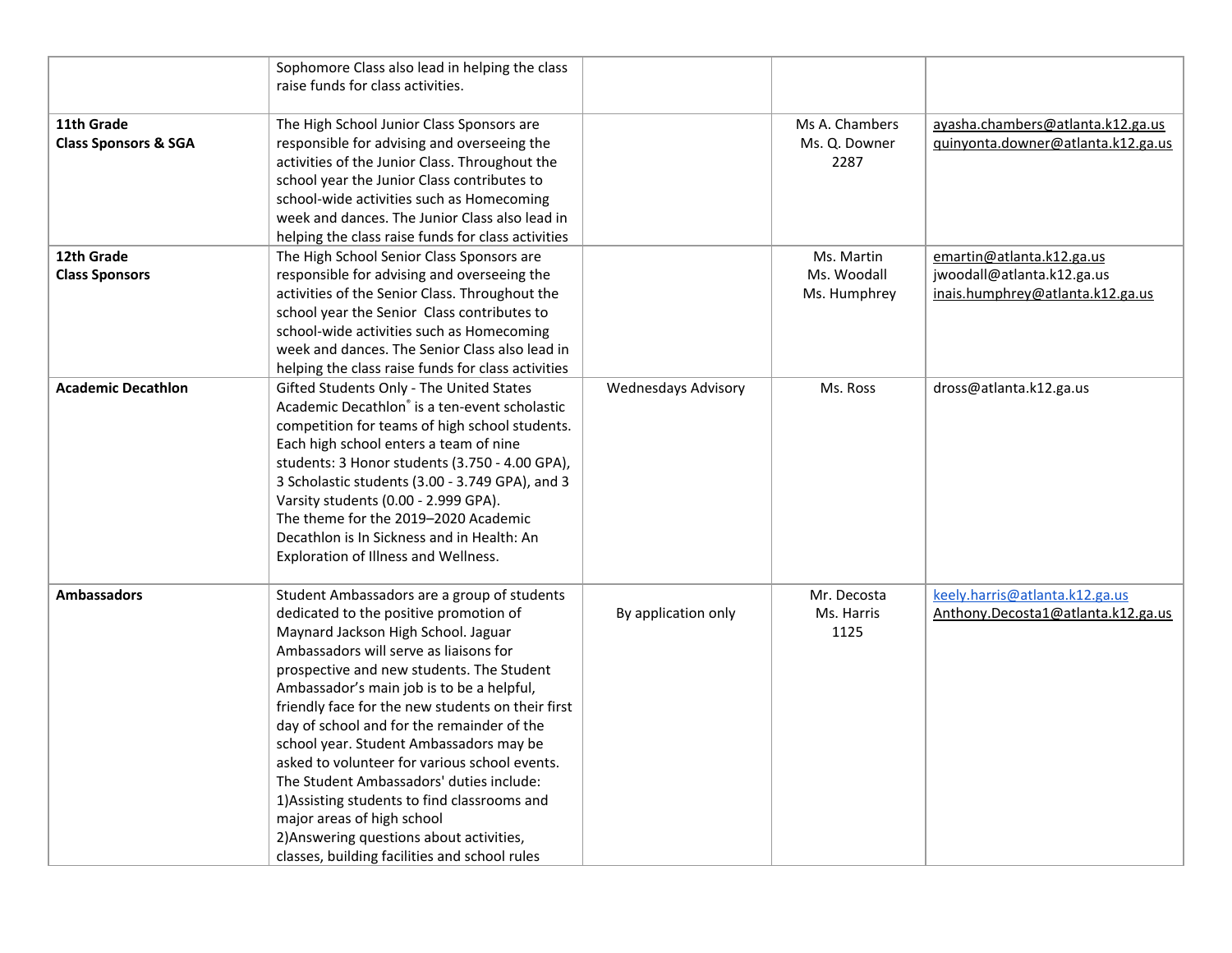| | | | | |
|---|---|---|---|---|
| | Sophomore Class also lead in helping the class raise funds for class activities. | | | |
| **11th Grade Class Sponsors & SGA** | The High School Junior Class Sponsors are responsible for advising and overseeing the activities of the Junior Class. Throughout the school year the Junior Class contributes to school-wide activities such as Homecoming week and dances. The Junior Class also lead in helping the class raise funds for class activities | | Ms A. Chambers<br>Ms. Q. Downer<br>2287 | ayasha.chambers@atlanta.k12.ga.us<br>quinyonta.downer@atlanta.k12.ga.us |
| **12th Grade Class Sponsors** | The High School Senior Class Sponsors are responsible for advising and overseeing the activities of the Senior Class. Throughout the school year the Senior Class contributes to school-wide activities such as Homecoming week and dances. The Senior Class also lead in helping the class raise funds for class activities | | Ms. Martin<br>Ms. Woodall<br>Ms. Humphrey | emartin@atlanta.k12.ga.us<br>jwoodall@atlanta.k12.ga.us<br>inais.humphrey@atlanta.k12.ga.us |
| **Academic Decathlon** | Gifted Students Only - The United States Academic Decathlon® is a ten-event scholastic competition for teams of high school students. Each high school enters a team of nine students: 3 Honor students (3.750 - 4.00 GPA), 3 Scholastic students (3.00 - 3.749 GPA), and 3 Varsity students (0.00 - 2.999 GPA).<br>The theme for the 2019–2020 Academic Decathlon is In Sickness and in Health: An Exploration of Illness and Wellness. | Wednesdays Advisory | Ms. Ross | dross@atlanta.k12.ga.us |
| **Ambassadors** | Student Ambassadors are a group of students dedicated to the positive promotion of Maynard Jackson High School. Jaguar Ambassadors will serve as liaisons for prospective and new students. The Student Ambassador's main job is to be a helpful, friendly face for the new students on their first day of school and for the remainder of the school year. Student Ambassadors may be asked to volunteer for various school events. The Student Ambassadors' duties include:<br>1)Assisting students to find classrooms and major areas of high school<br>2)Answering questions about activities, classes, building facilities and school rules | By application only | Mr. Decosta<br>Ms. Harris<br>1125 | keely.harris@atlanta.k12.ga.us<br>Anthony.Decosta1@atlanta.k12.ga.us |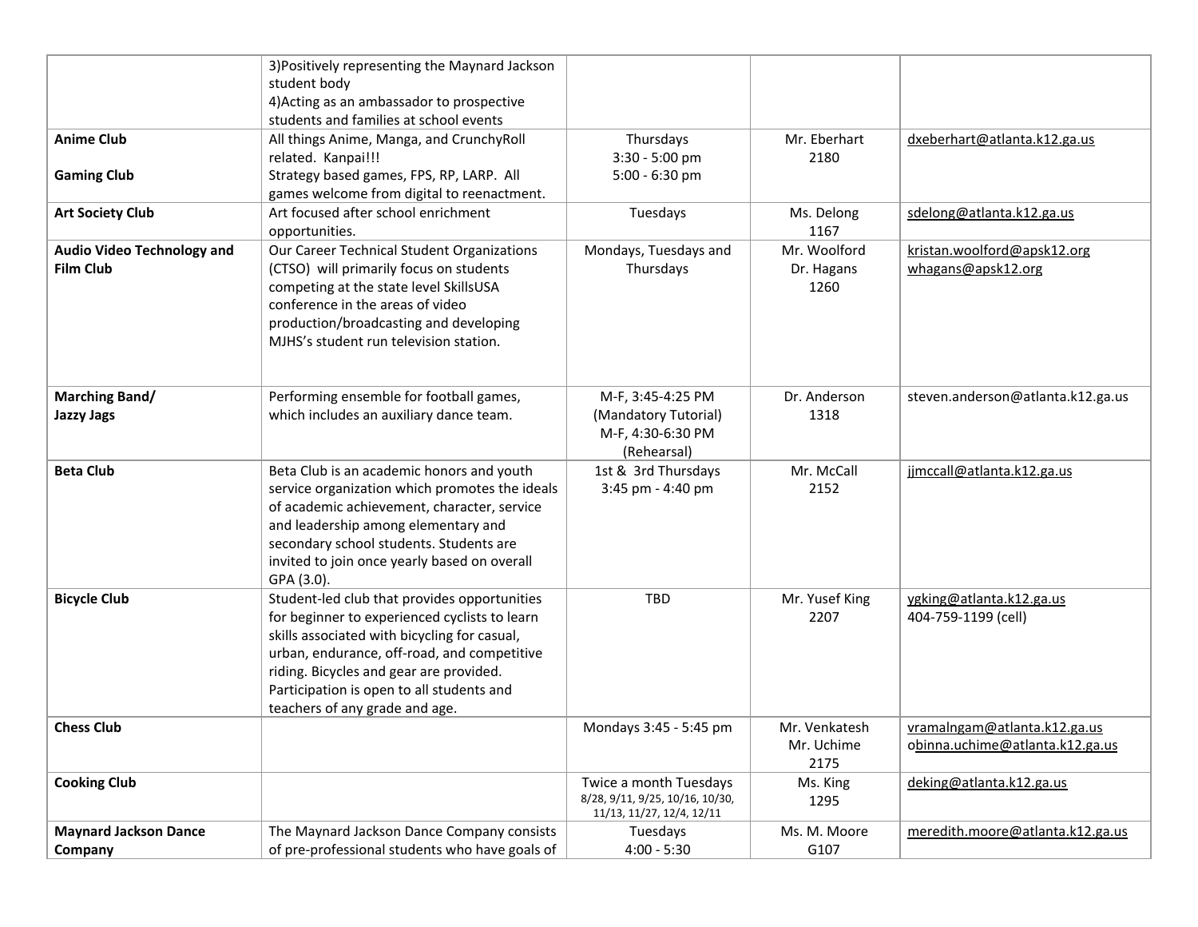| | | | | |
|---|---|---|---|---|
| | 3)Positively representing the Maynard Jackson student body<br>4)Acting as an ambassador to prospective students and families at school events | | | |
| **Anime Club**<br><br>**Gaming Club** | All things Anime, Manga, and CrunchyRoll related. Kanpai!!!<br>Strategy based games, FPS, RP, LARP. All games welcome from digital to reenactment. | Thursdays<br>3:30 - 5:00 pm<br>5:00 - 6:30 pm | Mr. Eberhart<br>2180 | dxeberhart@atlanta.k12.ga.us |
| **Art Society Club** | Art focused after school enrichment opportunities. | Tuesdays | Ms. Delong<br>1167 | sdelong@atlanta.k12.ga.us |
| **Audio Video Technology and Film Club** | Our Career Technical Student Organizations (CTSO) will primarily focus on students competing at the state level SkillsUSA conference in the areas of video production/broadcasting and developing MJHS's student run television station. | Mondays, Tuesdays and Thursdays | Mr. Woolford<br>Dr. Hagans<br>1260 | kristan.woolford@apsk12.org<br>whagans@apsk12.org |
| **Marching Band/<br>Jazzy Jags** | Performing ensemble for football games, which includes an auxiliary dance team. | M-F, 3:45-4:25 PM<br>(Mandatory Tutorial)<br>M-F, 4:30-6:30 PM<br>(Rehearsal) | Dr. Anderson<br>1318 | steven.anderson@atlanta.k12.ga.us |
| **Beta Club** | Beta Club is an academic honors and youth service organization which promotes the ideals of academic achievement, character, service and leadership among elementary and secondary school students. Students are invited to join once yearly based on overall GPA (3.0). | 1st & 3rd Thursdays<br>3:45 pm - 4:40 pm | Mr. McCall<br>2152 | jjmccall@atlanta.k12.ga.us |
| **Bicycle Club** | Student-led club that provides opportunities for beginner to experienced cyclists to learn skills associated with bicycling for casual, urban, endurance, off-road, and competitive riding. Bicycles and gear are provided. Participation is open to all students and teachers of any grade and age. | TBD | Mr. Yusef King<br>2207 | ygking@atlanta.k12.ga.us<br>404-759-1199 (cell) |
| **Chess Club** | | Mondays 3:45 - 5:45 pm | Mr. Venkatesh<br>Mr. Uchime<br>2175 | vramalngam@atlanta.k12.ga.us<br>obinna.uchime@atlanta.k12.ga.us |
| **Cooking Club** | | Twice a month Tuesdays<br>8/28, 9/11, 9/25, 10/16, 10/30, 11/13, 11/27, 12/4, 12/11 | Ms. King<br>1295 | deking@atlanta.k12.ga.us |
| **Maynard Jackson Dance Company** | The Maynard Jackson Dance Company consists of pre-professional students who have goals of | Tuesdays<br>4:00 - 5:30 | Ms. M. Moore<br>G107 | meredith.moore@atlanta.k12.ga.us |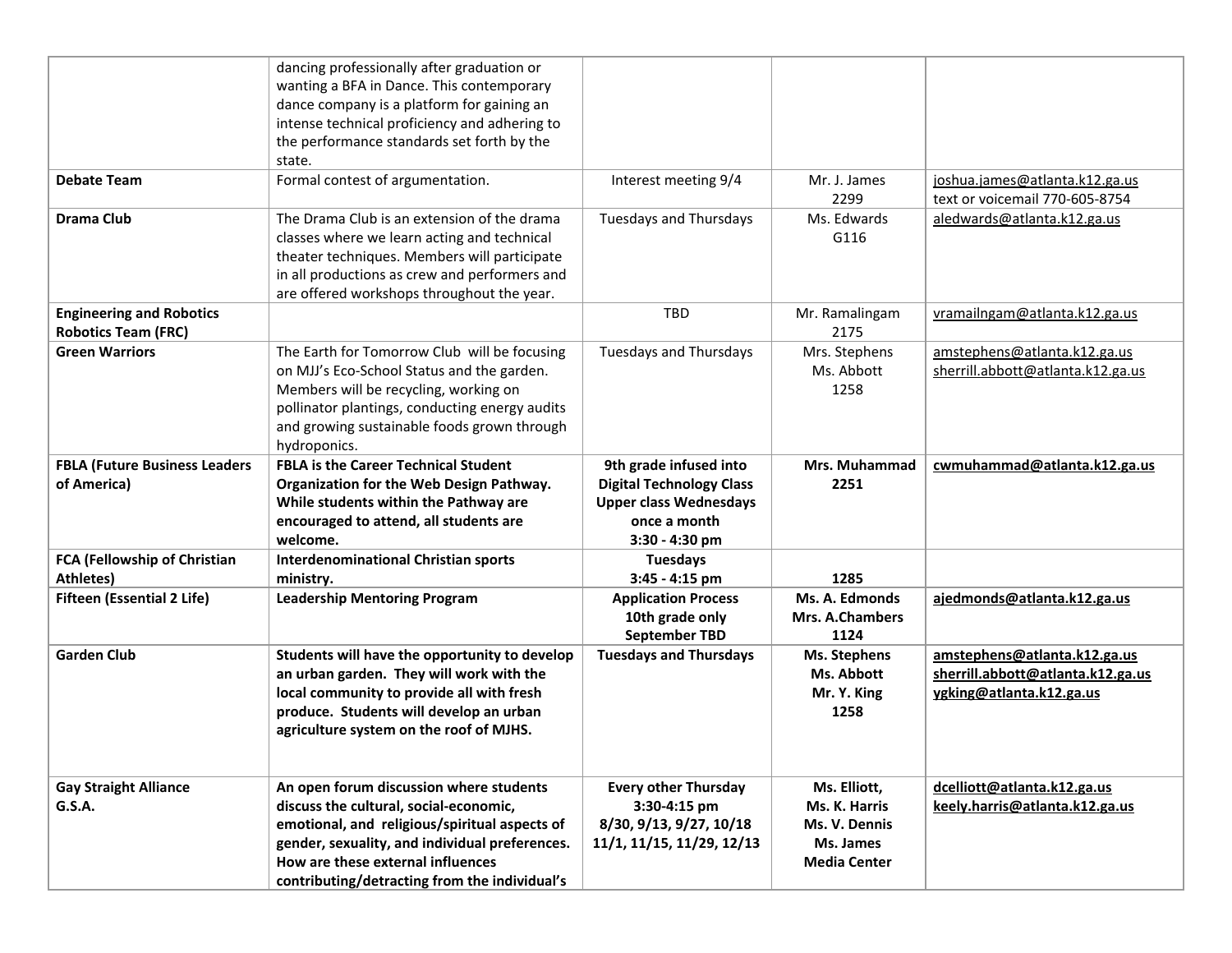| | | | | |
|---|---|---|---|---|
| | dancing professionally after graduation or wanting a BFA in Dance. This contemporary dance company is a platform for gaining an intense technical proficiency and adhering to the performance standards set forth by the state. | | | |
| **Debate Team** | Formal contest of argumentation. | Interest meeting 9/4 | Mr. J. James 2299 | joshua.james@atlanta.k12.ga.us text or voicemail 770-605-8754 |
| **Drama Club** | The Drama Club is an extension of the drama classes where we learn acting and technical theater techniques. Members will participate in all productions as crew and performers and are offered workshops throughout the year. | Tuesdays and Thursdays | Ms. Edwards G116 | aledwards@atlanta.k12.ga.us |
| **Engineering and Robotics Robotics Team (FRC)** | | TBD | Mr. Ramalingam 2175 | vramailngam@atlanta.k12.ga.us |
| **Green Warriors** | The Earth for Tomorrow Club will be focusing on MJJ's Eco-School Status and the garden. Members will be recycling, working on pollinator plantings, conducting energy audits and growing sustainable foods grown through hydroponics. | Tuesdays and Thursdays | Mrs. Stephens Ms. Abbott 1258 | amstephens@atlanta.k12.ga.us sherrill.abbott@atlanta.k12.ga.us |
| **FBLA (Future Business Leaders of America)** | **FBLA is the Career Technical Student Organization for the Web Design Pathway. While students within the Pathway are encouraged to attend, all students are welcome.** | **9th grade infused into Digital Technology Class Upper class Wednesdays once a month 3:30 - 4:30 pm** | **Mrs. Muhammad 2251** | **cwmuhammad@atlanta.k12.ga.us** |
| **FCA (Fellowship of Christian Athletes)** | **Interdenominational Christian sports ministry.** | **Tuesdays 3:45 - 4:15 pm** | **1285** | |
| **Fifteen (Essential 2 Life)** | **Leadership Mentoring Program** | **Application Process 10th grade only September TBD** | **Ms. A. Edmonds Mrs. A.Chambers 1124** | **ajedmonds@atlanta.k12.ga.us** |
| **Garden Club** | **Students will have the opportunity to develop an urban garden. They will work with the local community to provide all with fresh produce. Students will develop an urban agriculture system on the roof of MJHS.** | **Tuesdays and Thursdays** | **Ms. Stephens Ms. Abbott Mr. Y. King 1258** | **amstephens@atlanta.k12.ga.us sherrill.abbott@atlanta.k12.ga.us ygking@atlanta.k12.ga.us** |
| **Gay Straight Alliance G.S.A.** | **An open forum discussion where students discuss the cultural, social-economic, emotional, and religious/spiritual aspects of gender, sexuality, and individual preferences. How are these external influences contributing/detracting from the individual's** | **Every other Thursday 3:30-4:15 pm 8/30, 9/13, 9/27, 10/18 11/1, 11/15, 11/29, 12/13** | **Ms. Elliott, Ms. K. Harris Ms. V. Dennis Ms. James Media Center** | **dcelliott@atlanta.k12.ga.us keely.harris@atlanta.k12.ga.us** |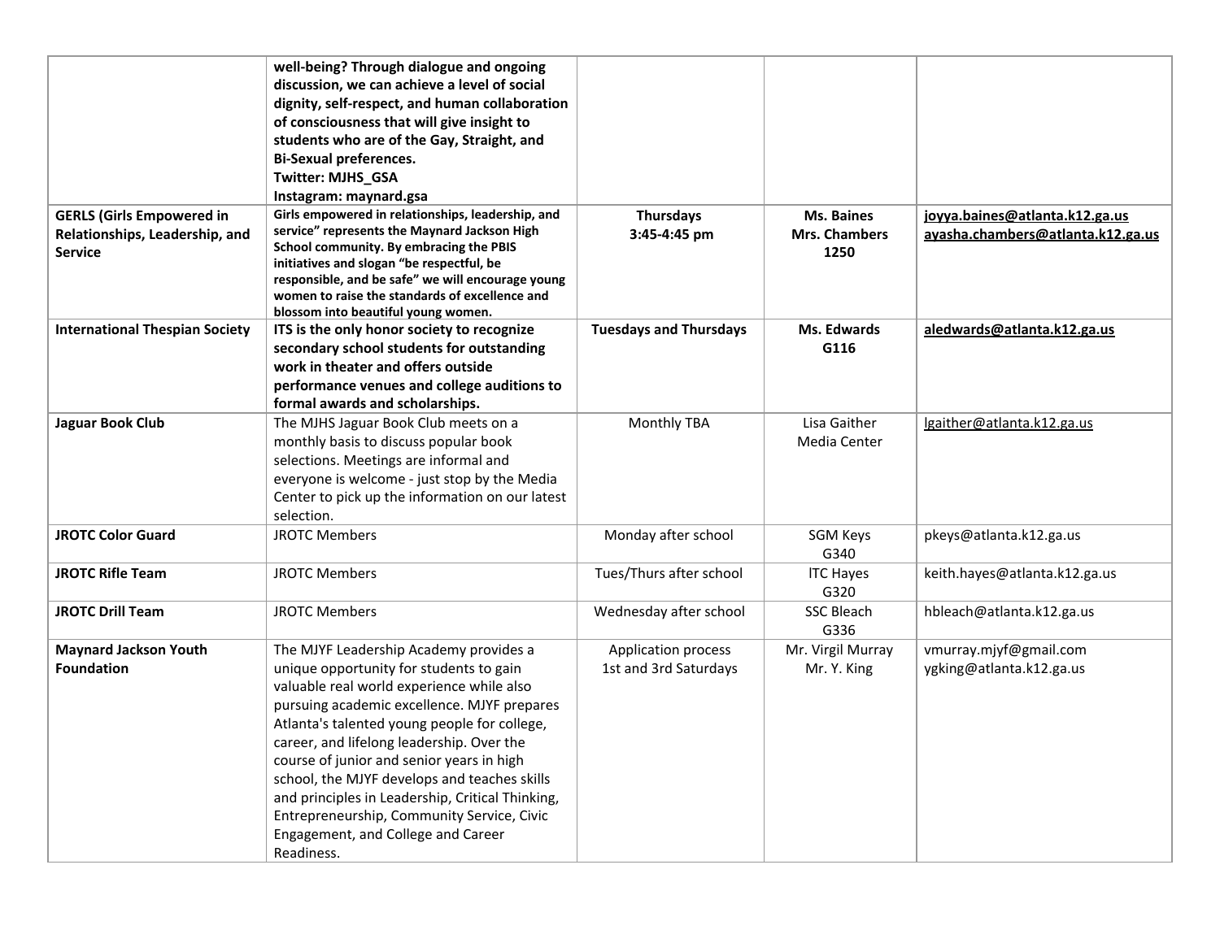| | | | | |
|---|---|---|---|---|
| | **well-being? Through dialogue and ongoing discussion, we can achieve a level of social dignity, self-respect, and human collaboration of consciousness that will give insight to students who are of the Gay, Straight, and Bi-Sexual preferences.**<br>**Twitter: MJHS_GSA**<br>**Instagram: maynard.gsa** | | | |
| **GERLS (Girls Empowered in Relationships, Leadership, and Service** | **Girls empowered in relationships, leadership, and service" represents the Maynard Jackson High School community. By embracing the PBIS initiatives and slogan "be respectful, be responsible, and be safe" we will encourage young women to raise the standards of excellence and blossom into beautiful young women.** | **Thursdays**<br>**3:45-4:45 pm** | **Ms. Baines**<br>**Mrs. Chambers**<br>**1250** | **joyya.baines@atlanta.k12.ga.us**<br>**ayasha.chambers@atlanta.k12.ga.us** |
| **International Thespian Society** | **ITS is the only honor society to recognize secondary school students for outstanding work in theater and offers outside performance venues and college auditions to formal awards and scholarships.** | **Tuesdays and Thursdays** | **Ms. Edwards**<br>**G116** | **aledwards@atlanta.k12.ga.us** |
| **Jaguar Book Club** | The MJHS Jaguar Book Club meets on a monthly basis to discuss popular book selections. Meetings are informal and everyone is welcome - just stop by the Media Center to pick up the information on our latest selection. | Monthly TBA | Lisa Gaither<br>Media Center | lgaither@atlanta.k12.ga.us |
| **JROTC Color Guard** | JROTC Members | Monday after school | SGM Keys<br>G340 | pkeys@atlanta.k12.ga.us |
| **JROTC Rifle Team** | JROTC Members | Tues/Thurs after school | lTC Hayes<br>G320 | keith.hayes@atlanta.k12.ga.us |
| **JROTC Drill Team** | JROTC Members | Wednesday after school | SSC Bleach<br>G336 | hbleach@atlanta.k12.ga.us |
| **Maynard Jackson Youth Foundation** | The MJYF Leadership Academy provides a unique opportunity for students to gain valuable real world experience while also pursuing academic excellence. MJYF prepares Atlanta's talented young people for college, career, and lifelong leadership. Over the course of junior and senior years in high school, the MJYF develops and teaches skills and principles in Leadership, Critical Thinking, Entrepreneurship, Community Service, Civic Engagement, and College and Career Readiness. | Application process<br>1st and 3rd Saturdays | Mr. Virgil Murray<br>Mr. Y. King | vmurray.mjyf@gmail.com<br>ygking@atlanta.k12.ga.us |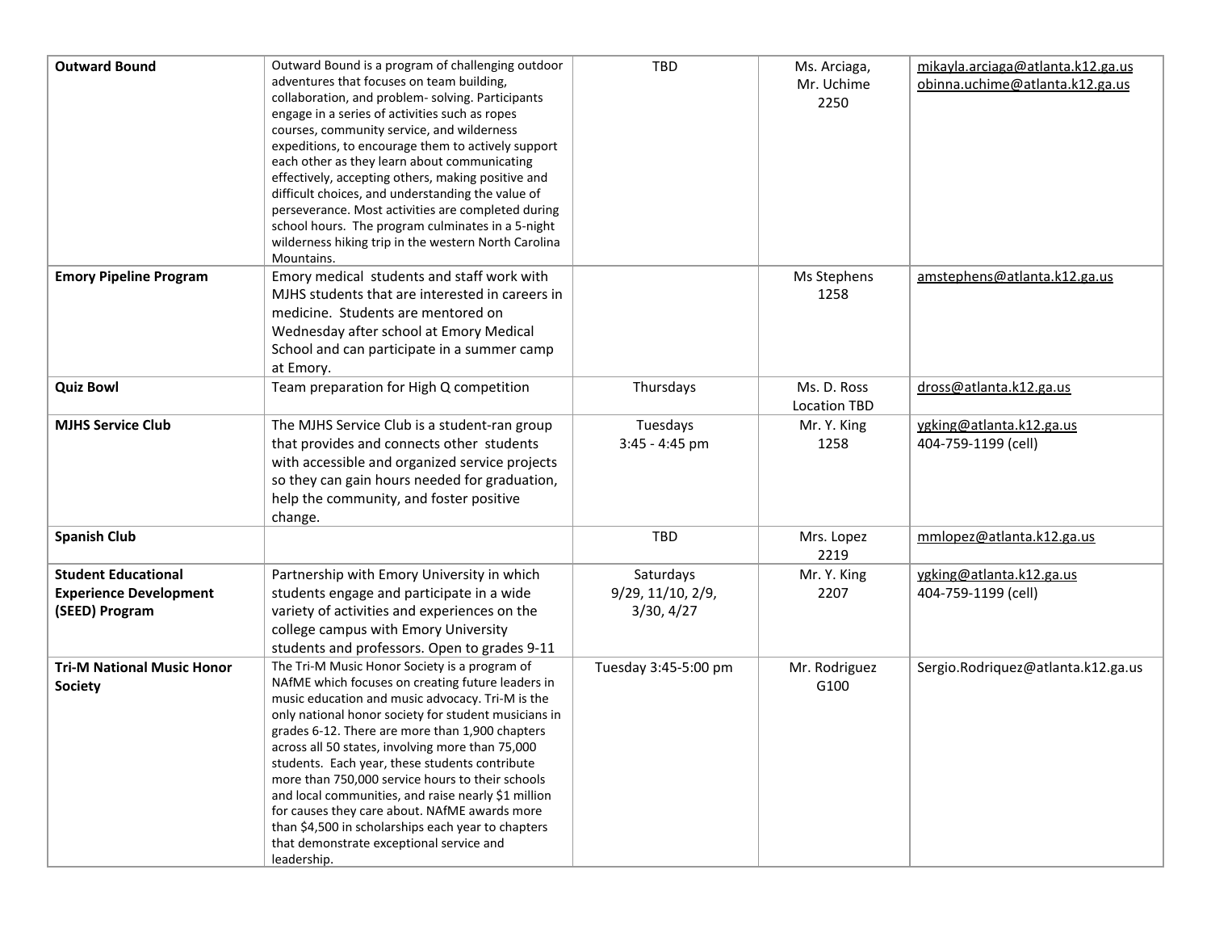| | | | | |
|---|---|---|---|---|
| **Outward Bound** | Outward Bound is a program of challenging outdoor adventures that focuses on team building, collaboration, and problem- solving. Participants engage in a series of activities such as ropes courses, community service, and wilderness expeditions, to encourage them to actively support each other as they learn about communicating effectively, accepting others, making positive and difficult choices, and understanding the value of perseverance. Most activities are completed during school hours. The program culminates in a 5-night wilderness hiking trip in the western North Carolina Mountains. | TBD | Ms. Arciaga, Mr. Uchime 2250 | mikayla.arciaga@atlanta.k12.ga.us obinna.uchime@atlanta.k12.ga.us |
| **Emory Pipeline Program** | Emory medical students and staff work with MJHS students that are interested in careers in medicine. Students are mentored on Wednesday after school at Emory Medical School and can participate in a summer camp at Emory. | | Ms Stephens 1258 | amstephens@atlanta.k12.ga.us |
| **Quiz Bowl** | Team preparation for High Q competition | Thursdays | Ms. D. Ross Location TBD | dross@atlanta.k12.ga.us |
| **MJHS Service Club** | The MJHS Service Club is a student-ran group that provides and connects other students with accessible and organized service projects so they can gain hours needed for graduation, help the community, and foster positive change. | Tuesdays 3:45 - 4:45 pm | Mr. Y. King 1258 | ygking@atlanta.k12.ga.us 404-759-1199 (cell) |
| **Spanish Club** | | TBD | Mrs. Lopez 2219 | mmlopez@atlanta.k12.ga.us |
| **Student Educational Experience Development (SEED) Program** | Partnership with Emory University in which students engage and participate in a wide variety of activities and experiences on the college campus with Emory University students and professors. Open to grades 9-11 | Saturdays 9/29, 11/10, 2/9, 3/30, 4/27 | Mr. Y. King 2207 | ygking@atlanta.k12.ga.us 404-759-1199 (cell) |
| **Tri-M National Music Honor Society** | The Tri-M Music Honor Society is a program of NAfME which focuses on creating future leaders in music education and music advocacy. Tri-M is the only national honor society for student musicians in grades 6-12. There are more than 1,900 chapters across all 50 states, involving more than 75,000 students. Each year, these students contribute more than 750,000 service hours to their schools and local communities, and raise nearly $1 million for causes they care about. NAfME awards more than $4,500 in scholarships each year to chapters that demonstrate exceptional service and leadership. | Tuesday 3:45-5:00 pm | Mr. Rodriguez G100 | Sergio.Rodriquez@atlanta.k12.ga.us |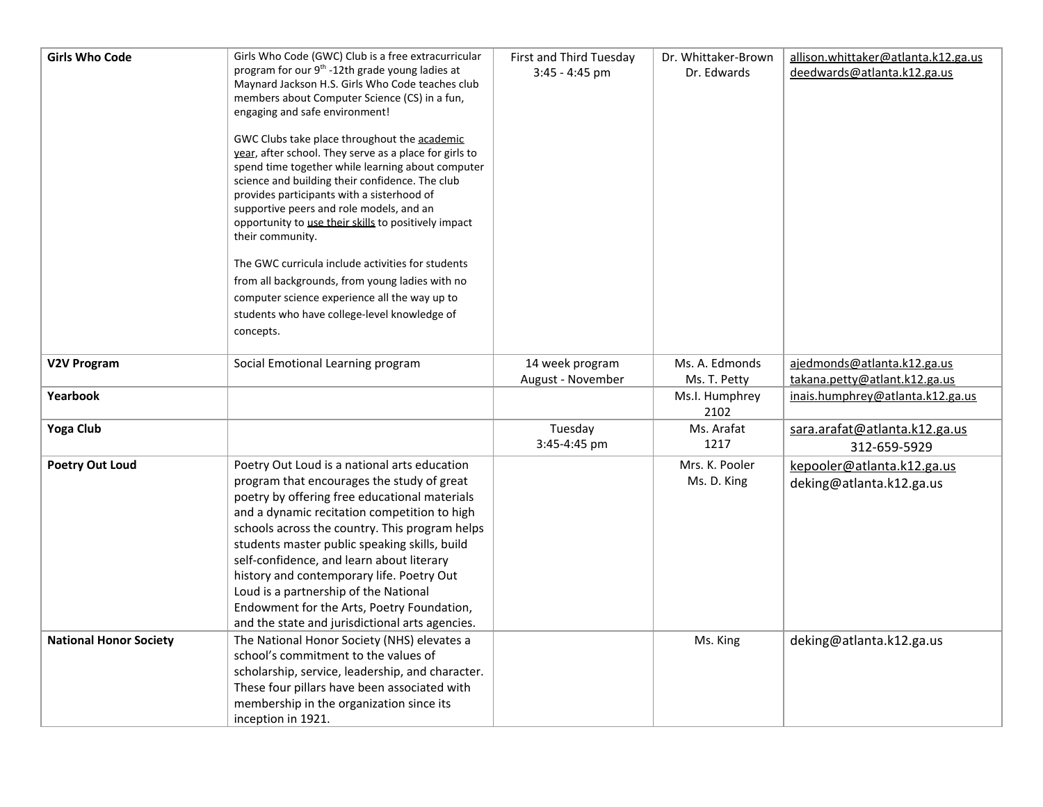| | | | | |
|---|---|---|---|---|
| **Girls Who Code** | Girls Who Code (GWC) Club is a free extracurricular program for our 9th -12th grade young ladies at Maynard Jackson H.S. Girls Who Code teaches club members about Computer Science (CS) in a fun, engaging and safe environment!<br><br>GWC Clubs take place throughout the academic year, after school. They serve as a place for girls to spend time together while learning about computer science and building their confidence. The club provides participants with a sisterhood of supportive peers and role models, and an opportunity to use their skills to positively impact their community.<br><br>The GWC curricula include activities for students from all backgrounds, from young ladies with no computer science experience all the way up to students who have college-level knowledge of concepts. | First and Third Tuesday<br>3:45 - 4:45 pm | Dr. Whittaker-Brown<br>Dr. Edwards | allison.whittaker@atlanta.k12.ga.us<br>deedwards@atlanta.k12.ga.us |
| **V2V Program** | Social Emotional Learning program | 14 week program<br>August - November | Ms. A. Edmonds<br>Ms. T. Petty | ajedmonds@atlanta.k12.ga.us<br>takana.petty@atlant.k12.ga.us |
| **Yearbook** | | | Ms.I. Humphrey<br>2102 | inais.humphrey@atlanta.k12.ga.us |
| **Yoga Club** | | Tuesday<br>3:45-4:45 pm | Ms. Arafat<br>1217 | sara.arafat@atlanta.k12.ga.us<br>312-659-5929 |
| **Poetry Out Loud** | Poetry Out Loud is a national arts education program that encourages the study of great poetry by offering free educational materials and a dynamic recitation competition to high schools across the country. This program helps students master public speaking skills, build self-confidence, and learn about literary history and contemporary life. Poetry Out Loud is a partnership of the National Endowment for the Arts, Poetry Foundation, and the state and jurisdictional arts agencies. | | Mrs. K. Pooler<br>Ms. D. King | kepooler@atlanta.k12.ga.us<br>deking@atlanta.k12.ga.us |
| **National Honor Society** | The National Honor Society (NHS) elevates a school's commitment to the values of scholarship, service, leadership, and character. These four pillars have been associated with membership in the organization since its inception in 1921. | | Ms. King | deking@atlanta.k12.ga.us |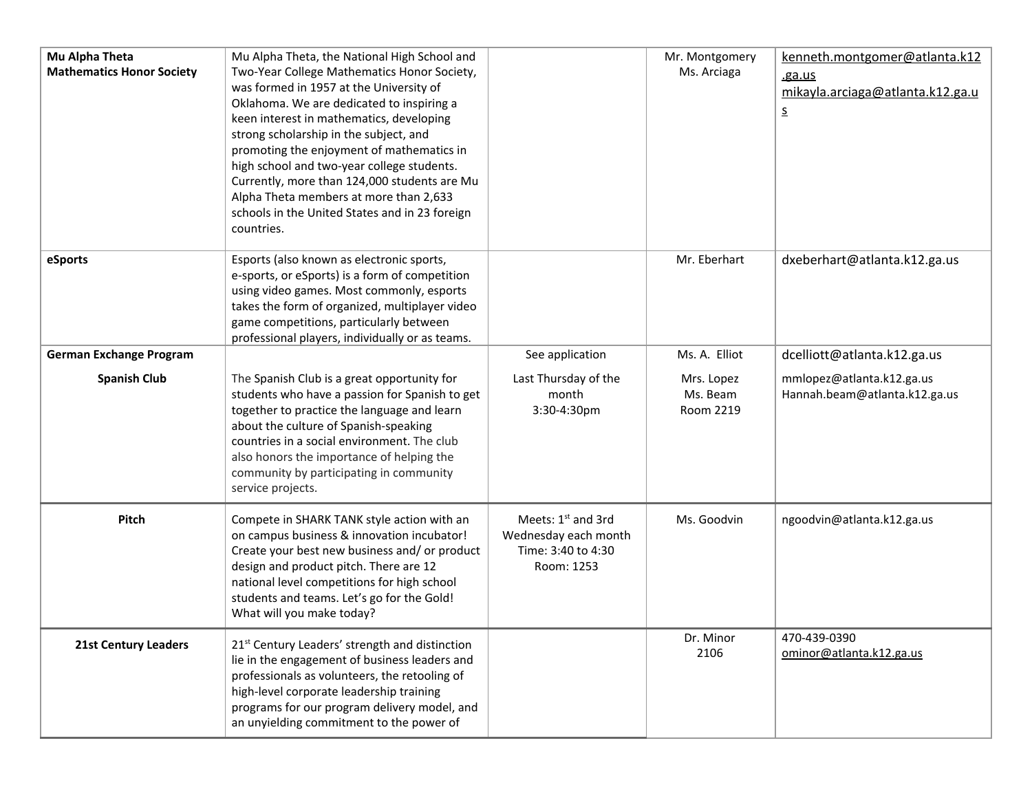| | | | | |
|---|---|---|---|---|
| **Mu Alpha Theta Mathematics Honor Society** | Mu Alpha Theta, the National High School and Two-Year College Mathematics Honor Society, was formed in 1957 at the University of Oklahoma. We are dedicated to inspiring a keen interest in mathematics, developing strong scholarship in the subject, and promoting the enjoyment of mathematics in high school and two-year college students. Currently, more than 124,000 students are Mu Alpha Theta members at more than 2,633 schools in the United States and in 23 foreign countries. | | Mr. Montgomery<br>Ms. Arciaga | kenneth.montgomer@atlanta.k12.ga.us<br>mikayla.arciaga@atlanta.k12.ga.us |
| **eSports** | Esports (also known as electronic sports, e-sports, or eSports) is a form of competition using video games. Most commonly, esports takes the form of organized, multiplayer video game competitions, particularly between professional players, individually or as teams. | | Mr. Eberhart | dxeberhart@atlanta.k12.ga.us |
| **German Exchange Program** | | See application | Ms. A. Elliot | dcelliott@atlanta.k12.ga.us |
| **Spanish Club** | The Spanish Club is a great opportunity for students who have a passion for Spanish to get together to practice the language and learn about the culture of Spanish-speaking countries in a social environment. The club also honors the importance of helping the community by participating in community service projects. | Last Thursday of the month<br>3:30-4:30pm | Mrs. Lopez<br>Ms. Beam<br>Room 2219 | mmlopez@atlanta.k12.ga.us<br>Hannah.beam@atlanta.k12.ga.us |
| **Pitch** | Compete in SHARK TANK style action with an on campus business & innovation incubator! Create your best new business and/ or product design and product pitch. There are 12 national level competitions for high school students and teams. Let's go for the Gold! What will you make today? | Meets: 1st and 3rd Wednesday each month<br>Time: 3:40 to 4:30<br>Room: 1253 | Ms. Goodvin | ngoodvin@atlanta.k12.ga.us |
| **21st Century Leaders** | 21st Century Leaders' strength and distinction lie in the engagement of business leaders and professionals as volunteers, the retooling of high-level corporate leadership training programs for our program delivery model, and an unyielding commitment to the power of | | Dr. Minor<br>2106 | 470-439-0390<br>ominor@atlanta.k12.ga.us |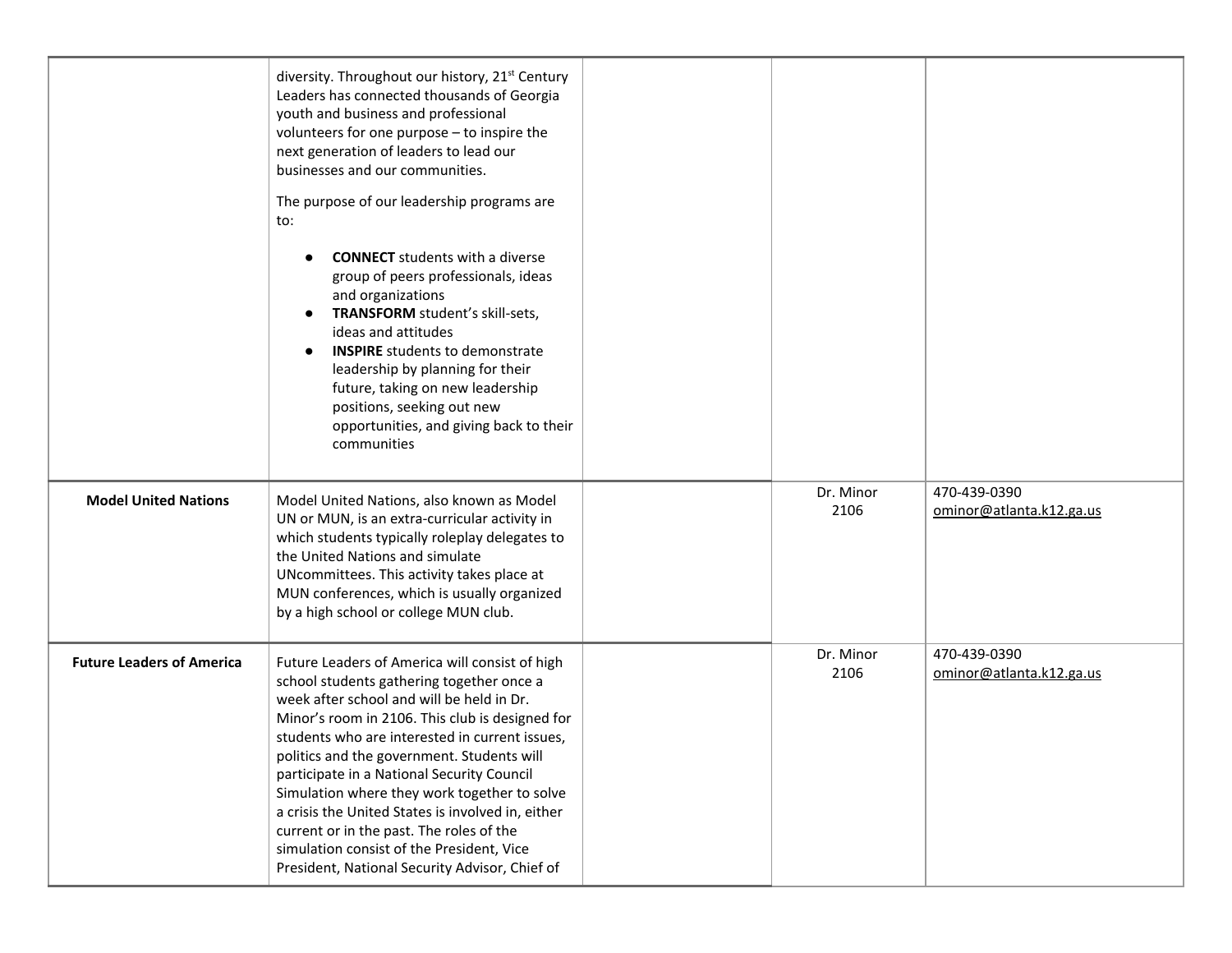| | | | | |
|---|---|---|---|---|
| | diversity. Throughout our history, 21st Century Leaders has connected thousands of Georgia youth and business and professional volunteers for one purpose – to inspire the next generation of leaders to lead our businesses and our communities.<br><br>The purpose of our leadership programs are to:<br><br>● **CONNECT** students with a diverse group of peers professionals, ideas and organizations<br>● **TRANSFORM** student's skill-sets, ideas and attitudes<br>● **INSPIRE** students to demonstrate leadership by planning for their future, taking on new leadership positions, seeking out new opportunities, and giving back to their communities | | | |
| **Model United Nations** | Model United Nations, also known as Model UN or MUN, is an extra-curricular activity in which students typically roleplay delegates to the United Nations and simulate UNcommittees. This activity takes place at MUN conferences, which is usually organized by a high school or college MUN club. | | Dr. Minor<br>2106 | 470-439-0390<br>ominor@atlanta.k12.ga.us |
| **Future Leaders of America** | Future Leaders of America will consist of high school students gathering together once a week after school and will be held in Dr. Minor's room in 2106. This club is designed for students who are interested in current issues, politics and the government. Students will participate in a National Security Council Simulation where they work together to solve a crisis the United States is involved in, either current or in the past. The roles of the simulation consist of the President, Vice President, National Security Advisor, Chief of | | Dr. Minor<br>2106 | 470-439-0390<br>ominor@atlanta.k12.ga.us |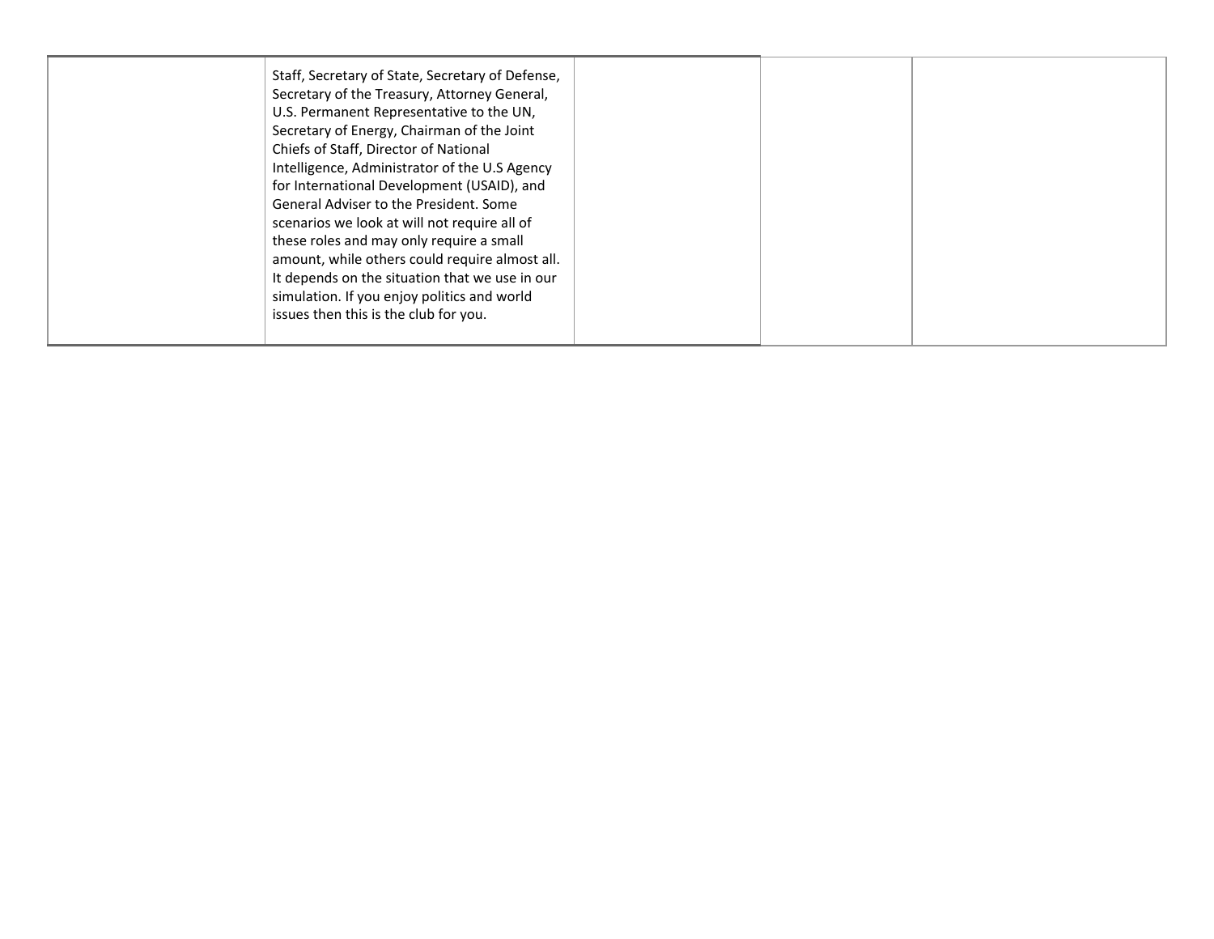| | | | | |
|---|---|---|---|---|
| | Staff, Secretary of State, Secretary of Defense, Secretary of the Treasury, Attorney General, U.S. Permanent Representative to the UN, Secretary of Energy, Chairman of the Joint Chiefs of Staff, Director of National Intelligence, Administrator of the U.S Agency for International Development (USAID), and General Adviser to the President. Some scenarios we look at will not require all of these roles and may only require a small amount, while others could require almost all. It depends on the situation that we use in our simulation. If you enjoy politics and world issues then this is the club for you. | | | |